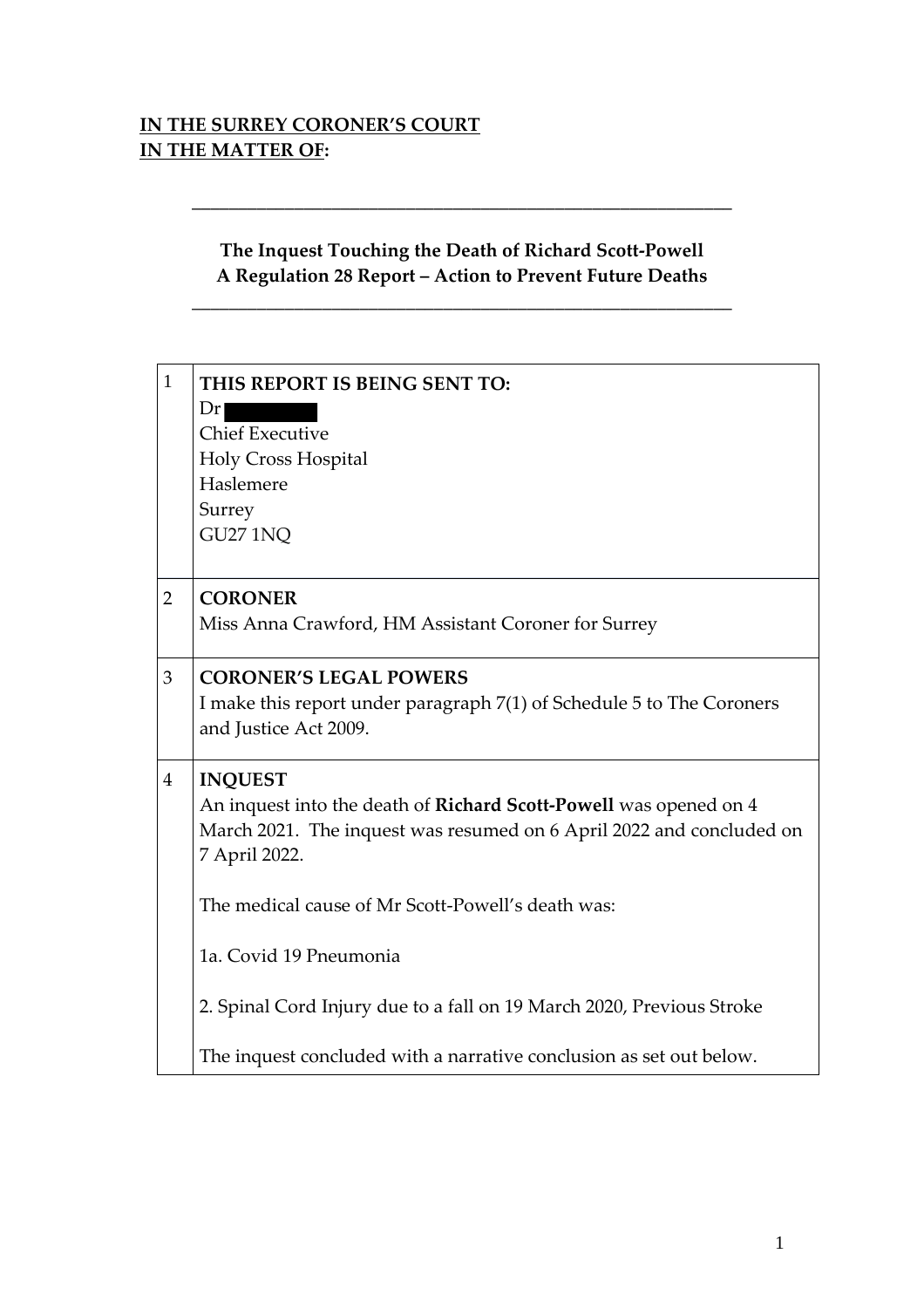**IN THE SURREY CORONER'S COURT**
**IN THE MATTER OF:**

---

**The Inquest Touching the Death of Richard Scott-Powell**
**A Regulation 28 Report – Action to Prevent Future Deaths**

---

| | |
|---|---|
| 1 | **THIS REPORT IS BEING SENT TO:**<br>Dr [redacted]<br>Chief Executive<br>Holy Cross Hospital<br>Haslemere<br>Surrey<br>GU27 1NQ |
| 2 | **CORONER**<br>Miss Anna Crawford, HM Assistant Coroner for Surrey |
| 3 | **CORONER'S LEGAL POWERS**<br>I make this report under paragraph 7(1) of Schedule 5 to The Coroners and Justice Act 2009. |
| 4 | **INQUEST**<br>An inquest into the death of **Richard Scott-Powell** was opened on 4 March 2021. The inquest was resumed on 6 April 2022 and concluded on 7 April 2022.<br><br>The medical cause of Mr Scott-Powell's death was:<br><br>1a. Covid 19 Pneumonia<br><br>2. Spinal Cord Injury due to a fall on 19 March 2020, Previous Stroke<br><br>The inquest concluded with a narrative conclusion as set out below. |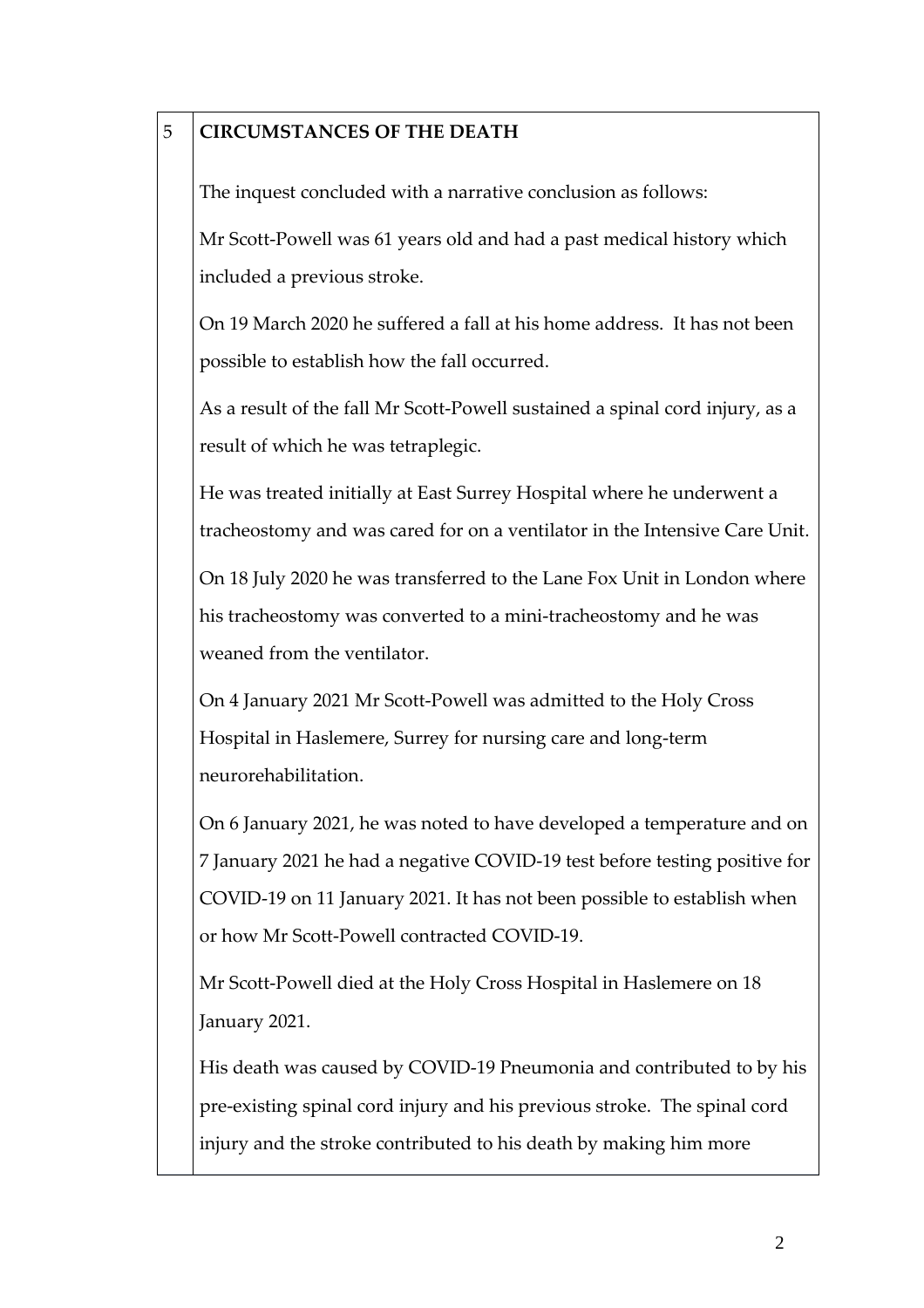## 5 CIRCUMSTANCES OF THE DEATH

The inquest concluded with a narrative conclusion as follows:

Mr Scott-Powell was 61 years old and had a past medical history which included a previous stroke.

On 19 March 2020 he suffered a fall at his home address. It has not been possible to establish how the fall occurred.

As a result of the fall Mr Scott-Powell sustained a spinal cord injury, as a result of which he was tetraplegic.

He was treated initially at East Surrey Hospital where he underwent a tracheostomy and was cared for on a ventilator in the Intensive Care Unit.

On 18 July 2020 he was transferred to the Lane Fox Unit in London where his tracheostomy was converted to a mini-tracheostomy and he was weaned from the ventilator.

On 4 January 2021 Mr Scott-Powell was admitted to the Holy Cross Hospital in Haslemere, Surrey for nursing care and long-term neurorehabilitation.

On 6 January 2021, he was noted to have developed a temperature and on 7 January 2021 he had a negative COVID-19 test before testing positive for COVID-19 on 11 January 2021. It has not been possible to establish when or how Mr Scott-Powell contracted COVID-19.

Mr Scott-Powell died at the Holy Cross Hospital in Haslemere on 18 January 2021.

His death was caused by COVID-19 Pneumonia and contributed to by his pre-existing spinal cord injury and his previous stroke. The spinal cord injury and the stroke contributed to his death by making him more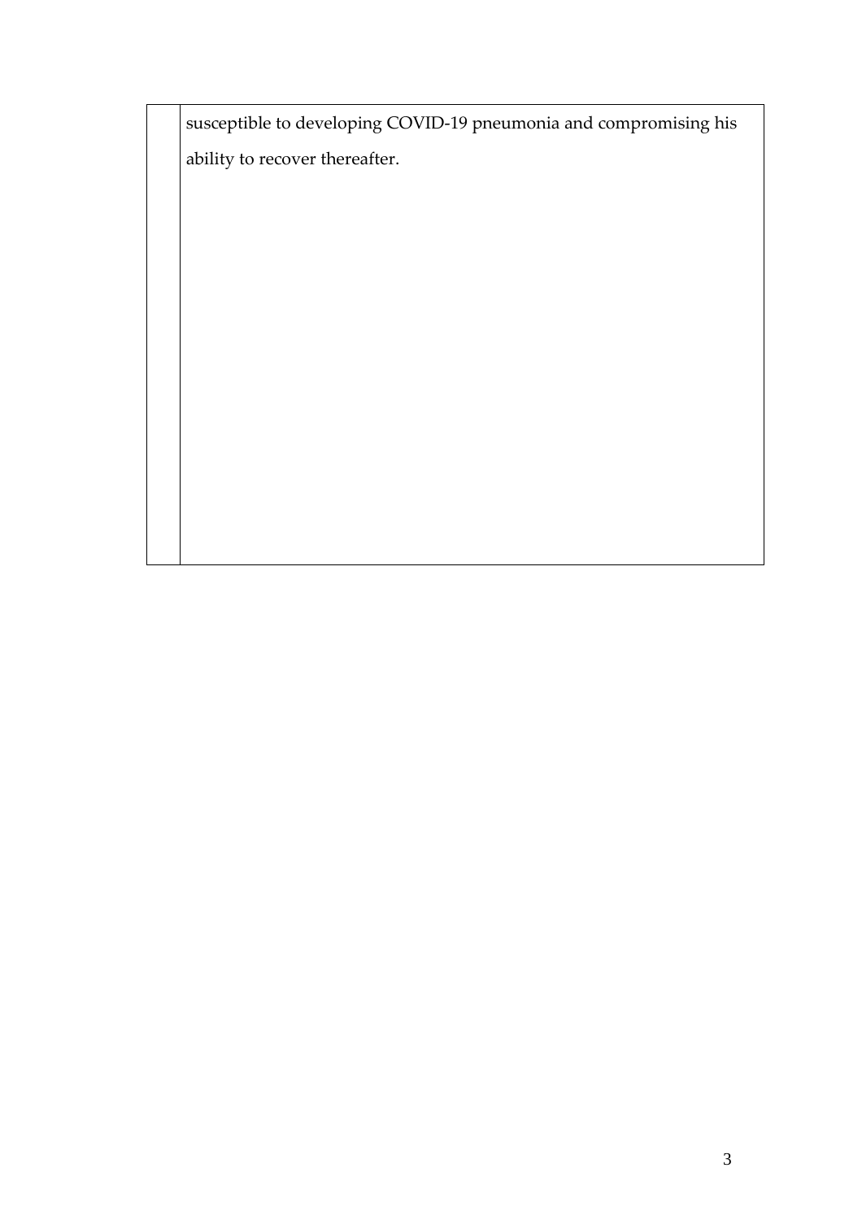|  | susceptible to developing COVID-19 pneumonia and compromising his ability to recover thereafter. |
| --- | --- |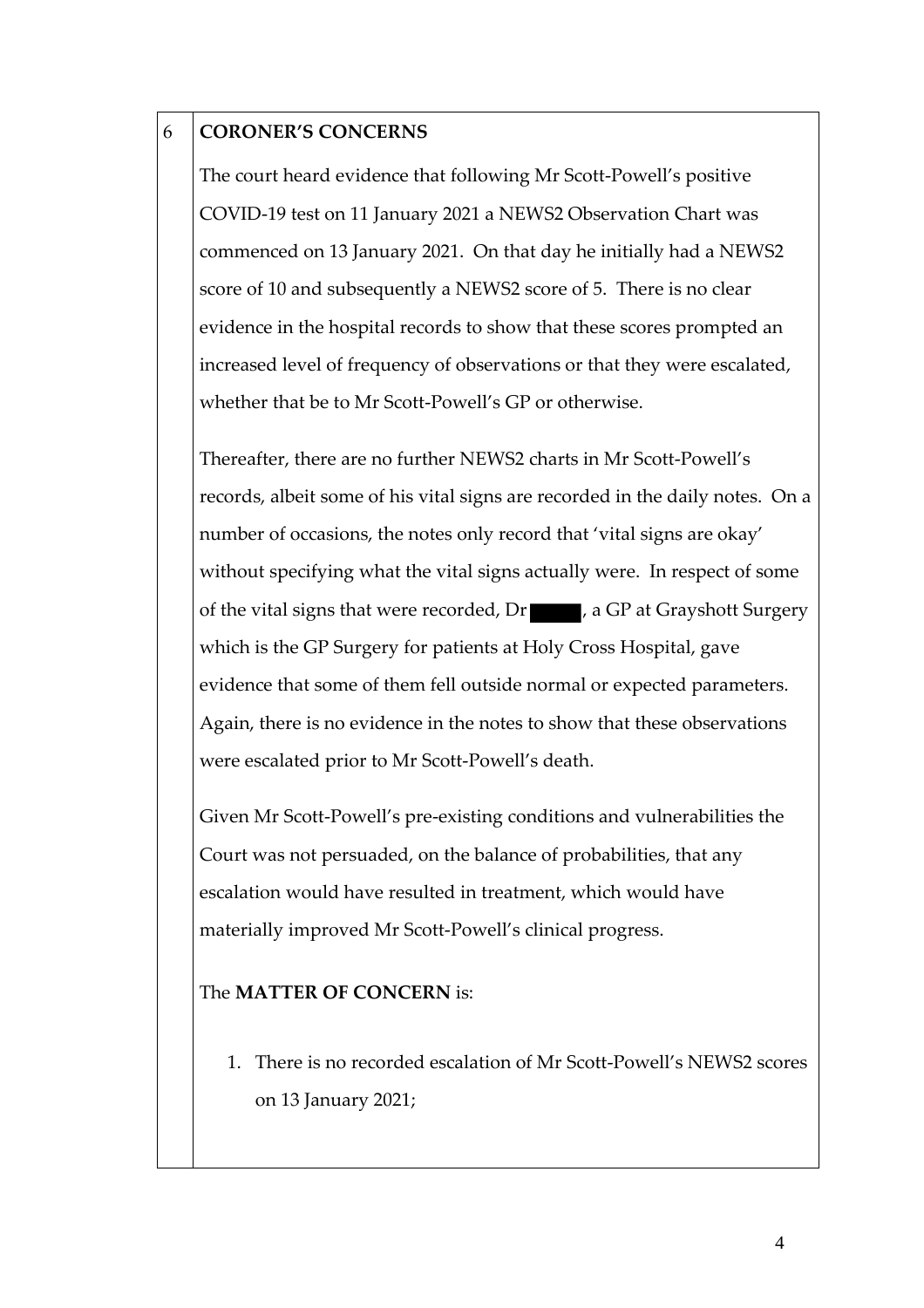## 6 CORONER'S CONCERNS

The court heard evidence that following Mr Scott-Powell's positive COVID-19 test on 11 January 2021 a NEWS2 Observation Chart was commenced on 13 January 2021. On that day he initially had a NEWS2 score of 10 and subsequently a NEWS2 score of 5. There is no clear evidence in the hospital records to show that these scores prompted an increased level of frequency of observations or that they were escalated, whether that be to Mr Scott-Powell's GP or otherwise.

Thereafter, there are no further NEWS2 charts in Mr Scott-Powell's records, albeit some of his vital signs are recorded in the daily notes. On a number of occasions, the notes only record that 'vital signs are okay' without specifying what the vital signs actually were. In respect of some of the vital signs that were recorded, Dr [REDACTED], a GP at Grayshott Surgery which is the GP Surgery for patients at Holy Cross Hospital, gave evidence that some of them fell outside normal or expected parameters. Again, there is no evidence in the notes to show that these observations were escalated prior to Mr Scott-Powell's death.

Given Mr Scott-Powell's pre-existing conditions and vulnerabilities the Court was not persuaded, on the balance of probabilities, that any escalation would have resulted in treatment, which would have materially improved Mr Scott-Powell's clinical progress.

The **MATTER OF CONCERN** is:

1. There is no recorded escalation of Mr Scott-Powell's NEWS2 scores on 13 January 2021;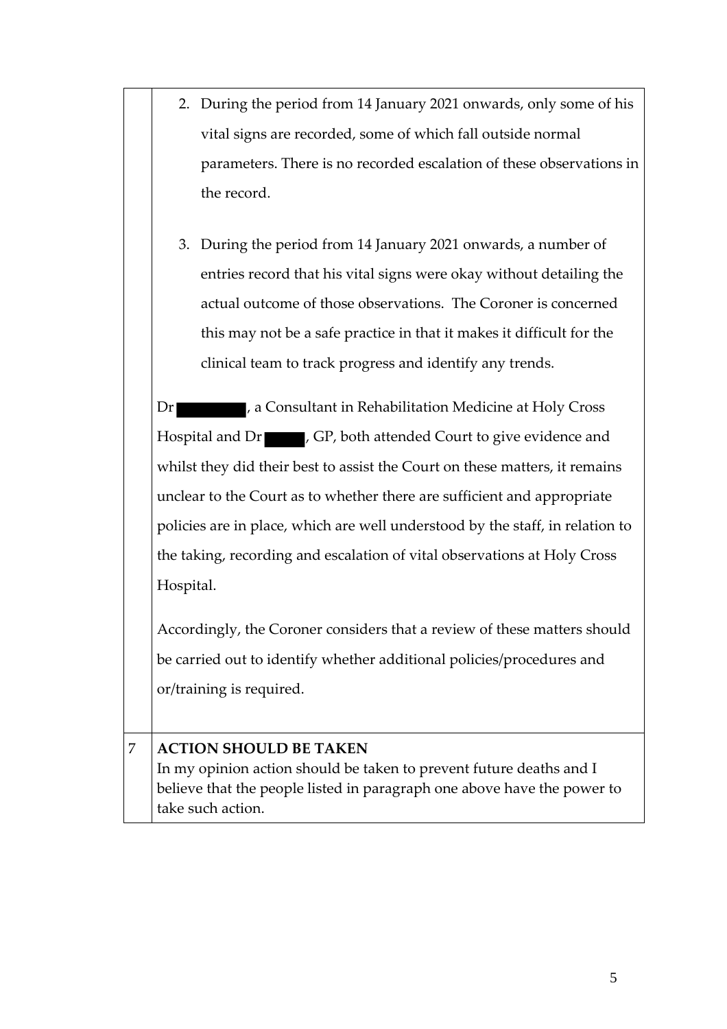2. During the period from 14 January 2021 onwards, only some of his vital signs are recorded, some of which fall outside normal parameters. There is no recorded escalation of these observations in the record.

3. During the period from 14 January 2021 onwards, a number of entries record that his vital signs were okay without detailing the actual outcome of those observations. The Coroner is concerned this may not be a safe practice in that it makes it difficult for the clinical team to track progress and identify any trends.

Dr [REDACTED], a Consultant in Rehabilitation Medicine at Holy Cross Hospital and Dr [REDACTED], GP, both attended Court to give evidence and whilst they did their best to assist the Court on these matters, it remains unclear to the Court as to whether there are sufficient and appropriate policies are in place, which are well understood by the staff, in relation to the taking, recording and escalation of vital observations at Holy Cross Hospital.

Accordingly, the Coroner considers that a review of these matters should be carried out to identify whether additional policies/procedures and or/training is required.

## 7 ACTION SHOULD BE TAKEN

In my opinion action should be taken to prevent future deaths and I believe that the people listed in paragraph one above have the power to take such action.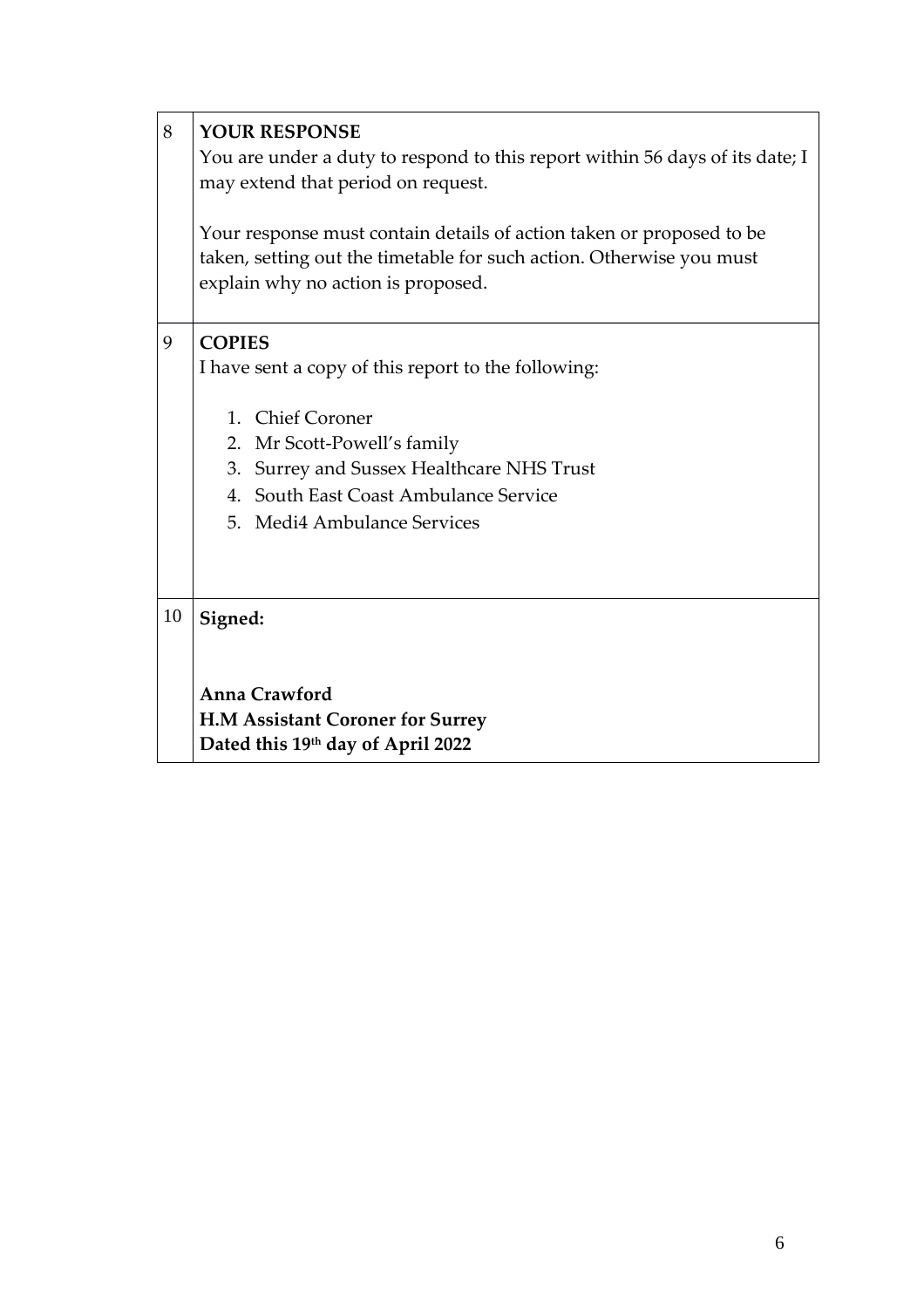| | |
|---|---|
| 8 | **YOUR RESPONSE**<br>You are under a duty to respond to this report within 56 days of its date; I may extend that period on request.<br><br>Your response must contain details of action taken or proposed to be taken, setting out the timetable for such action. Otherwise you must explain why no action is proposed. |
| 9 | **COPIES**<br>I have sent a copy of this report to the following:<br><br>1. Chief Coroner<br>2. Mr Scott-Powell's family<br>3. Surrey and Sussex Healthcare NHS Trust<br>4. South East Coast Ambulance Service<br>5. Medi4 Ambulance Services |
| 10 | **Signed:**<br><br><br>**Anna Crawford**<br>**H.M Assistant Coroner for Surrey**<br>**Dated this 19th day of April 2022** |